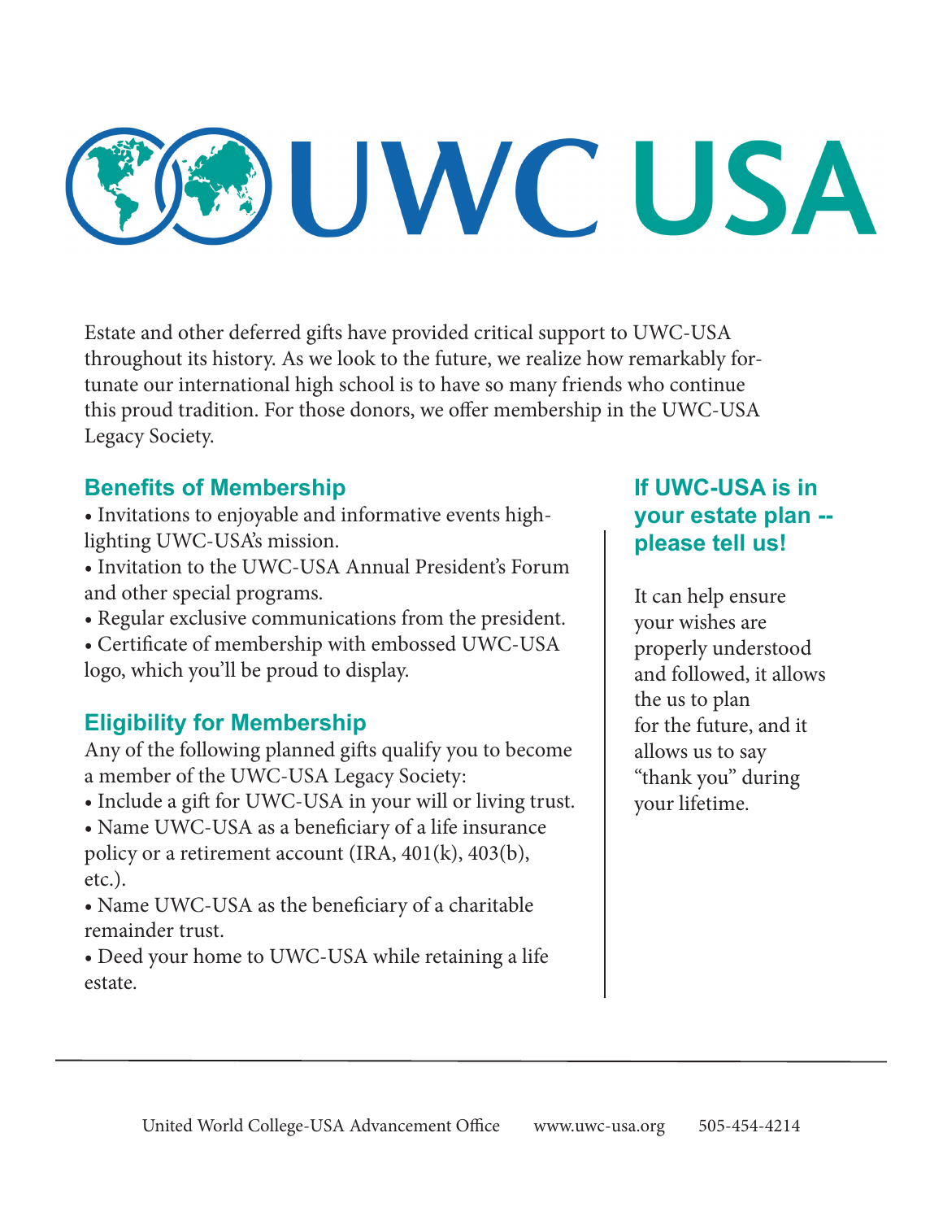# UWC USA

Estate and other deferred gifts have provided critical support to UWC-USA throughout its history. As we look to the future, we realize how remarkably fortunate our international high school is to have so many friends who continue this proud tradition. For those donors, we offer membership in the UWC-USA Legacy Society.

## Benefits of Membership

- Invitations to enjoyable and informative events highlighting UWC-USA's mission.
- Invitation to the UWC-USA Annual President's Forum and other special programs.
- Regular exclusive communications from the president.
- Certificate of membership with embossed UWC-USA logo, which you'll be proud to display.

## Eligibility for Membership

Any of the following planned gifts qualify you to become a member of the UWC-USA Legacy Society:

- Include a gift for UWC-USA in your will or living trust.
- Name UWC-USA as a beneficiary of a life insurance policy or a retirement account (IRA, 401(k), 403(b), etc.).
- Name UWC-USA as the beneficiary of a charitable remainder trust.
- Deed your home to UWC-USA while retaining a life estate.

## If UWC-USA is in your estate plan -- please tell us!

It can help ensure your wishes are properly understood and followed, it allows the us to plan for the future, and it allows us to say "thank you" during your lifetime.

---

United World College-USA Advancement Office www.uwc-usa.org 505-454-4214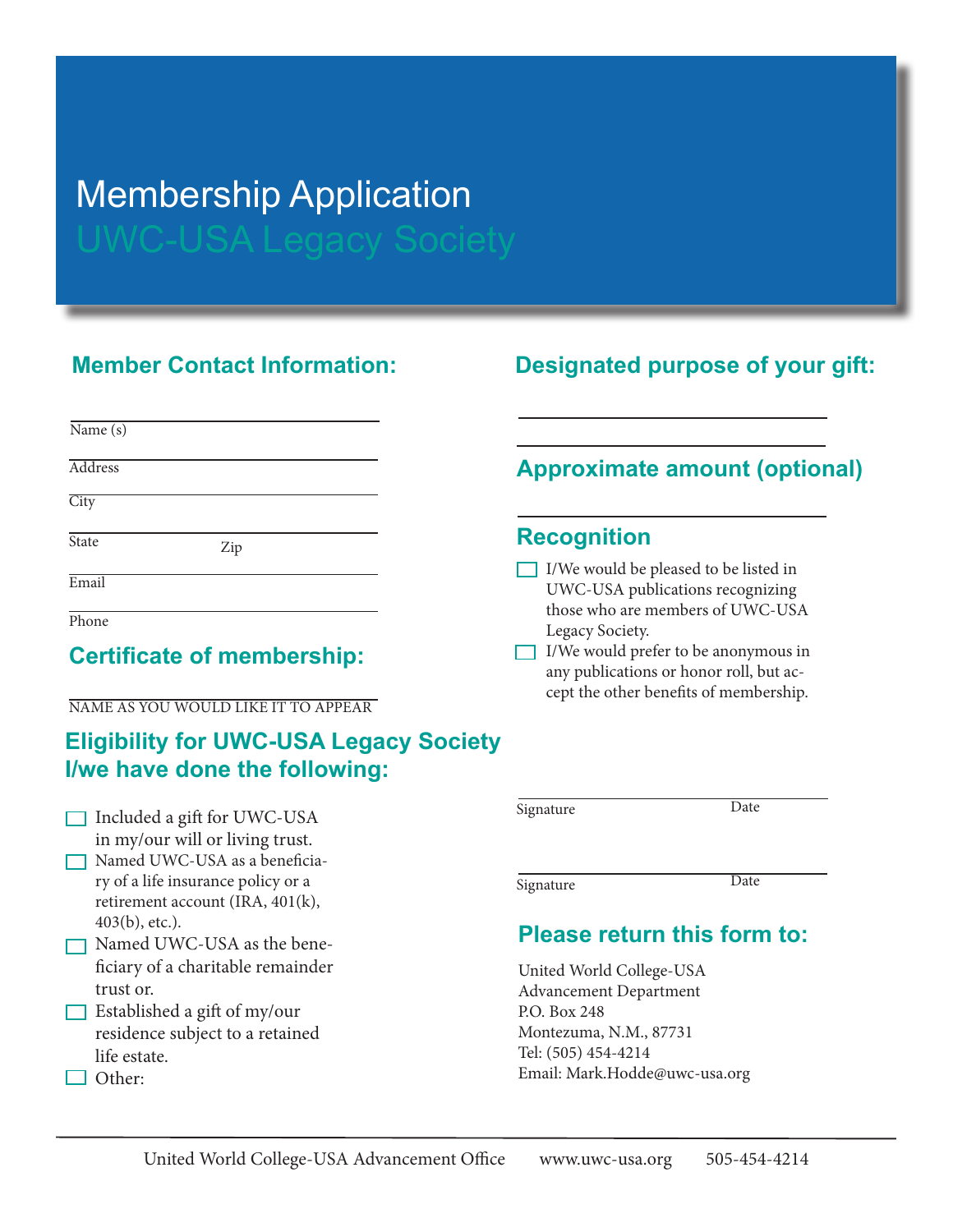# Membership Application

## UWC-USA Legacy Society

### Member Contact Information:

Name (s)

Address

City

State Zip

Email

Phone

### Certificate of membership:

NAME AS YOU WOULD LIKE IT TO APPEAR

### Eligibility for UWC-USA Legacy Society I/we have done the following:

- ☐ Included a gift for UWC-USA in my/our will or living trust.
- ☐ Named UWC-USA as a beneficiary of a life insurance policy or a retirement account (IRA, 401(k), 403(b), etc.).
- ☐ Named UWC-USA as the beneficiary of a charitable remainder trust or.
- ☐ Established a gift of my/our residence subject to a retained life estate.
- ☐ Other:

### Designated purpose of your gift:

### Approximate amount (optional)

### Recognition

- ☐ I/We would be pleased to be listed in UWC-USA publications recognizing those who are members of UWC-USA Legacy Society.
- ☐ I/We would prefer to be anonymous in any publications or honor roll, but accept the other benefits of membership.

Signature Date

Signature Date

### Please return this form to:

United World College-USA
Advancement Department
P.O. Box 248
Montezuma, N.M., 87731
Tel: (505) 454-4214
Email: Mark.Hodde@uwc-usa.org

United World College-USA Advancement Office www.uwc-usa.org 505-454-4214